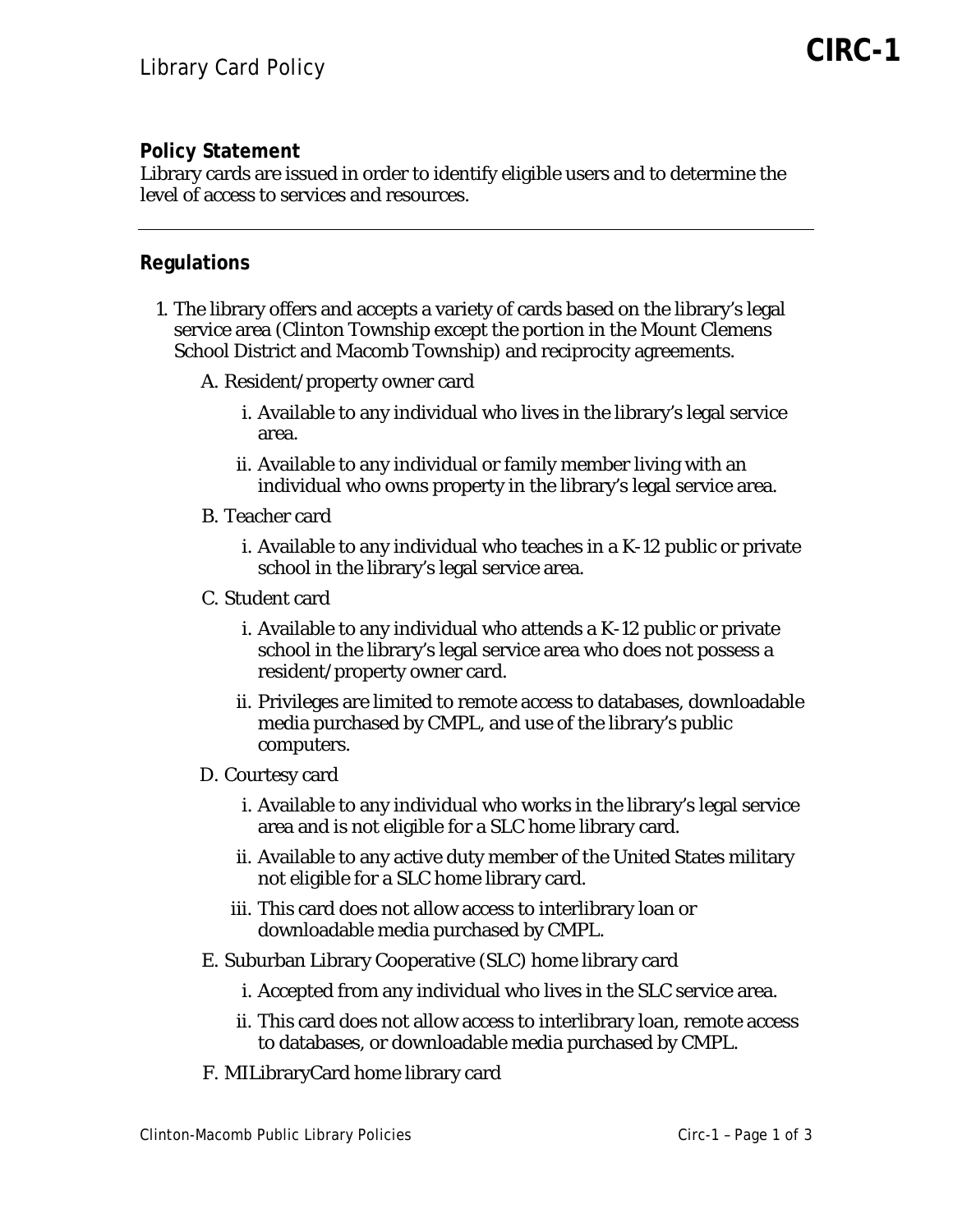# Library Card Policy

**CIRC-1**

## Policy Statement

Library cards are issued in order to identify eligible users and to determine the level of access to services and resources.

---

## Regulations

1. The library offers and accepts a variety of cards based on the library's legal service area (Clinton Township except the portion in the Mount Clemens School District and Macomb Township) and reciprocity agreements.

   A. Resident/property owner card

      i. Available to any individual who lives in the library's legal service area.

      ii. Available to any individual or family member living with an individual who owns property in the library's legal service area.

   B. Teacher card

      i. Available to any individual who teaches in a K-12 public or private school in the library's legal service area.

   C. Student card

      i. Available to any individual who attends a K-12 public or private school in the library's legal service area who does not possess a resident/property owner card.

      ii. Privileges are limited to remote access to databases, downloadable media purchased by CMPL, and use of the library's public computers.

   D. Courtesy card

      i. Available to any individual who works in the library's legal service area and is not eligible for a SLC home library card.

      ii. Available to any active duty member of the United States military not eligible for a SLC home library card.

      iii. This card does not allow access to interlibrary loan or downloadable media purchased by CMPL.

   E. Suburban Library Cooperative (SLC) home library card

      i. Accepted from any individual who lives in the SLC service area.

      ii. This card does not allow access to interlibrary loan, remote access to databases, or downloadable media purchased by CMPL.

   F. MILibraryCard home library card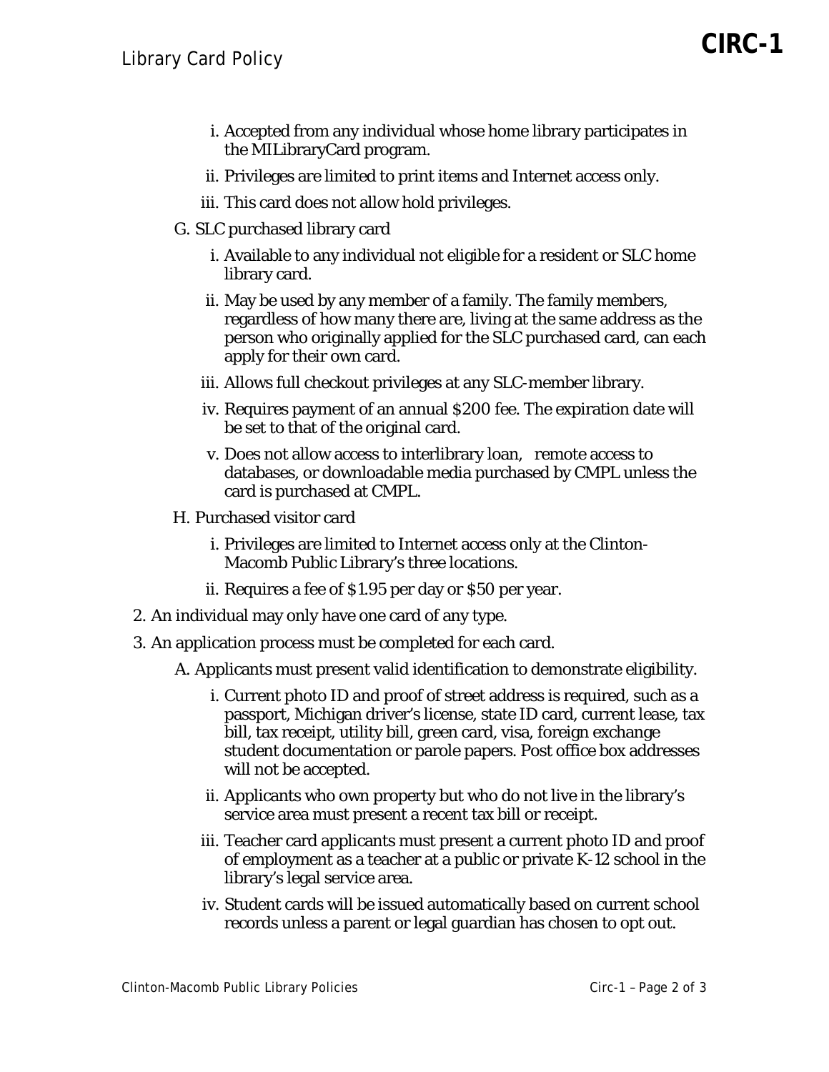i. Accepted from any individual whose home library participates in the MILibraryCard program.
   ii. Privileges are limited to print items and Internet access only.
   iii. This card does not allow hold privileges.

G. SLC purchased library card
   i. Available to any individual not eligible for a resident or SLC home library card.
   ii. May be used by any member of a family. The family members, regardless of how many there are, living at the same address as the person who originally applied for the SLC purchased card, can each apply for their own card.
   iii. Allows full checkout privileges at any SLC-member library.
   iv. Requires payment of an annual $200 fee. The expiration date will be set to that of the original card.
   v. Does not allow access to interlibrary loan, remote access to databases, or downloadable media purchased by CMPL unless the card is purchased at CMPL.

H. Purchased visitor card
   i. Privileges are limited to Internet access only at the Clinton-Macomb Public Library's three locations.
   ii. Requires a fee of $1.95 per day or $50 per year.

2. An individual may only have one card of any type.
3. An application process must be completed for each card.
   A. Applicants must present valid identification to demonstrate eligibility.
      i. Current photo ID and proof of street address is required, such as a passport, Michigan driver's license, state ID card, current lease, tax bill, tax receipt, utility bill, green card, visa, foreign exchange student documentation or parole papers. Post office box addresses will not be accepted.
      ii. Applicants who own property but who do not live in the library's service area must present a recent tax bill or receipt.
      iii. Teacher card applicants must present a current photo ID and proof of employment as a teacher at a public or private K-12 school in the library's legal service area.
      iv. Student cards will be issued automatically based on current school records unless a parent or legal guardian has chosen to opt out.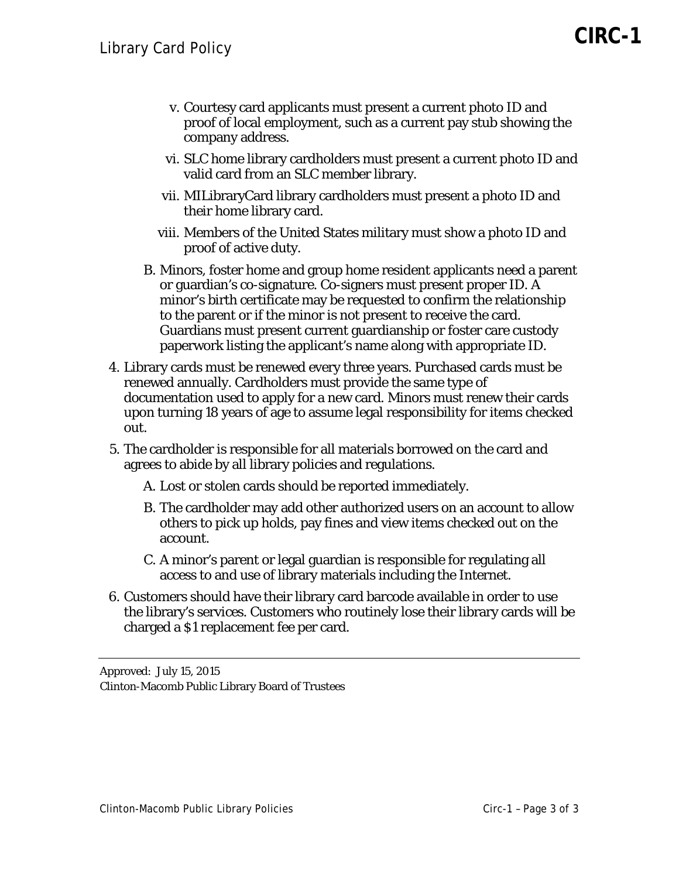v. Courtesy card applicants must present a current photo ID and proof of local employment, such as a current pay stub showing the company address.

vi. SLC home library cardholders must present a current photo ID and valid card from an SLC member library.

vii. MILibraryCard library cardholders must present a photo ID and their home library card.

viii. Members of the United States military must show a photo ID and proof of active duty.

B. Minors, foster home and group home resident applicants need a parent or guardian's co-signature. Co-signers must present proper ID. A minor's birth certificate may be requested to confirm the relationship to the parent or if the minor is not present to receive the card. Guardians must present current guardianship or foster care custody paperwork listing the applicant's name along with appropriate ID.

4. Library cards must be renewed every three years. Purchased cards must be renewed annually. Cardholders must provide the same type of documentation used to apply for a new card. Minors must renew their cards upon turning 18 years of age to assume legal responsibility for items checked out.

5. The cardholder is responsible for all materials borrowed on the card and agrees to abide by all library policies and regulations.

   A. Lost or stolen cards should be reported immediately.

   B. The cardholder may add other authorized users on an account to allow others to pick up holds, pay fines and view items checked out on the account.

   C. A minor's parent or legal guardian is responsible for regulating all access to and use of library materials including the Internet.

6. Customers should have their library card barcode available in order to use the library's services. Customers who routinely lose their library cards will be charged a $1 replacement fee per card.

---

Approved: July 15, 2015
Clinton-Macomb Public Library Board of Trustees